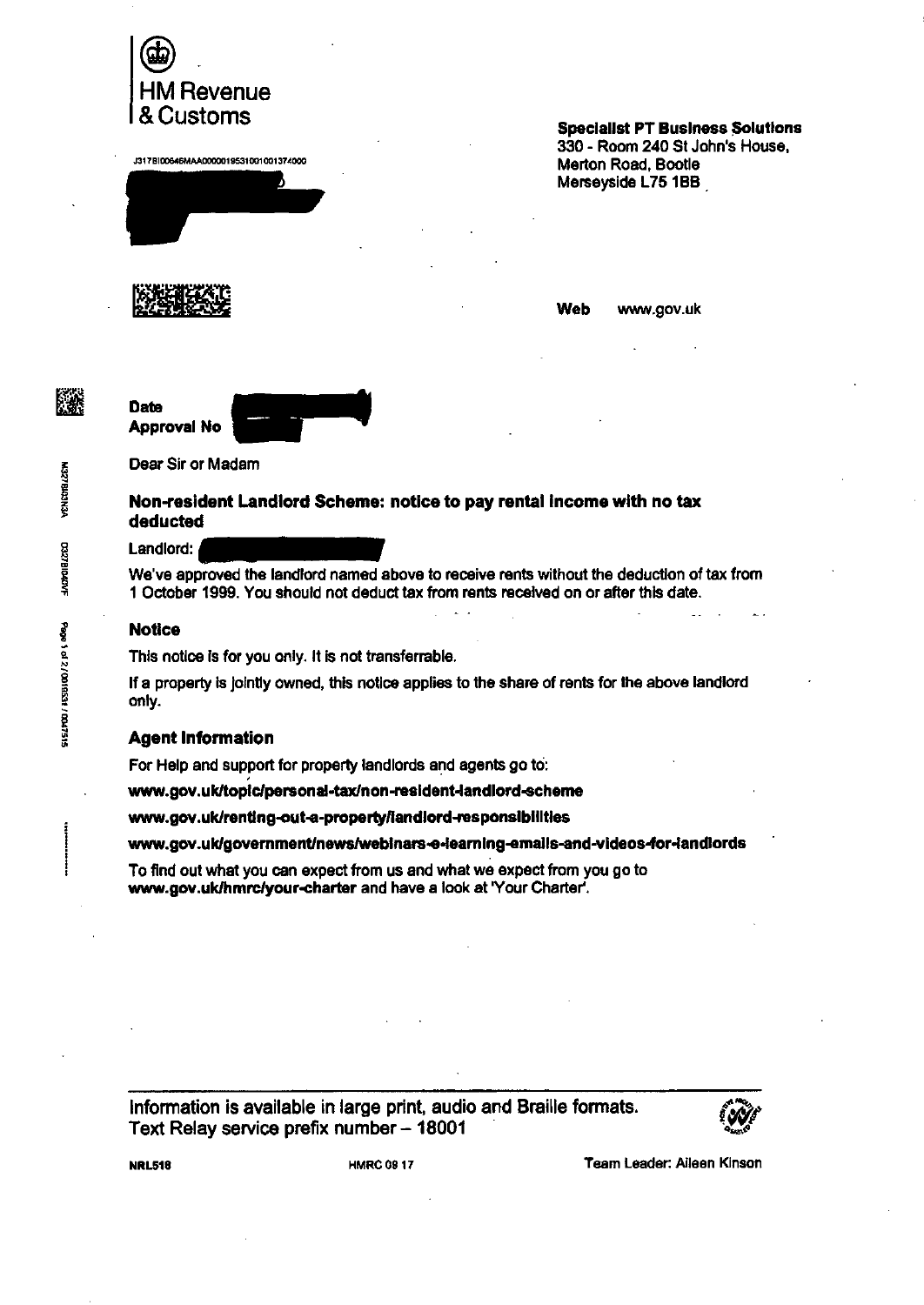HM Revenue & Customs

J317B100646MAA0000019531001001374000

**Specialist PT Business Solutions**
330 - Room 240 St John's House,
Merton Road, Bootle
Merseyside L75 1BB

**Web** www.gov.uk

**Date**
**Approval No**

Dear Sir or Madam

### Non-resident Landlord Scheme: notice to pay rental income with no tax deducted

Landlord:

We've approved the landlord named above to receive rents without the deduction of tax from 1 October 1999. You should not deduct tax from rents received on or after this date.

### Notice

This notice is for you only. It is not transferrable.

If a property is jointly owned, this notice applies to the share of rents for the above landlord only.

### Agent Information

For Help and support for property landlords and agents go to:

**www.gov.uk/topic/personal-tax/non-resident-landlord-scheme**

**www.gov.uk/renting-out-a-property/landlord-responsibilities**

**www.gov.uk/government/news/webinars-e-learning-emails-and-videos-for-landlords**

To find out what you can expect from us and what we expect from you go to **www.gov.uk/hmrc/your-charter** and have a look at 'Your Charter'.

Information is available in large print, audio and Braille formats.
Text Relay service prefix number – 18001

NRL518 HMRC 09 17 Team Leader: Aileen Kinson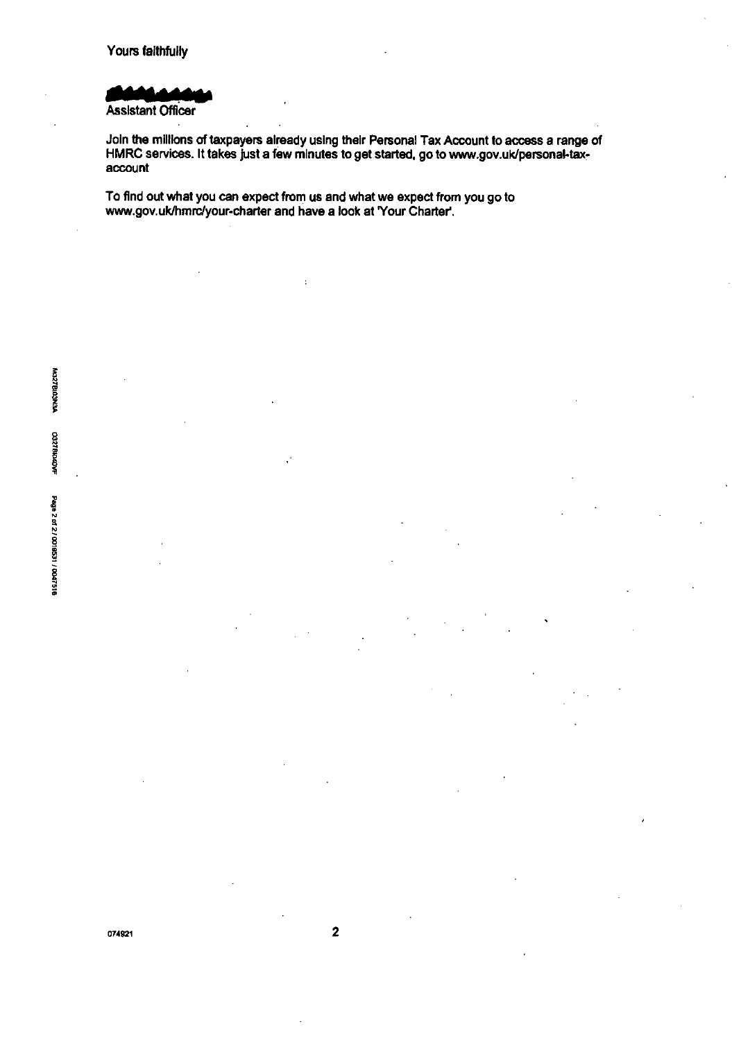Yours faithfully

Assistant Officer

Join the millions of taxpayers already using their Personal Tax Account to access a range of HMRC services. It takes just a few minutes to get started, go to www.gov.uk/personal-tax-account

To find out what you can expect from us and what we expect from you go to www.gov.uk/hmrc/your-charter and have a look at 'Your Charter'.